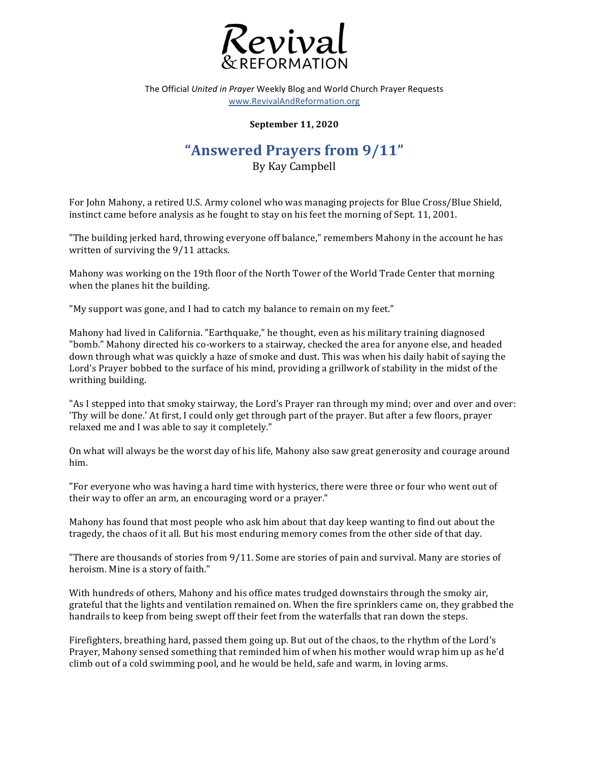# Revival & REFORMATION

The Official *United in Prayer* Weekly Blog and World Church Prayer Requests
www.RevivalAndReformation.org

**September 11, 2020**

## "Answered Prayers from 9/11"

By Kay Campbell

For John Mahony, a retired U.S. Army colonel who was managing projects for Blue Cross/Blue Shield, instinct came before analysis as he fought to stay on his feet the morning of Sept. 11, 2001.

"The building jerked hard, throwing everyone off balance," remembers Mahony in the account he has written of surviving the 9/11 attacks.

Mahony was working on the 19th floor of the North Tower of the World Trade Center that morning when the planes hit the building.

"My support was gone, and I had to catch my balance to remain on my feet."

Mahony had lived in California. "Earthquake," he thought, even as his military training diagnosed "bomb." Mahony directed his co-workers to a stairway, checked the area for anyone else, and headed down through what was quickly a haze of smoke and dust. This was when his daily habit of saying the Lord's Prayer bobbed to the surface of his mind, providing a grillwork of stability in the midst of the writhing building.

"As I stepped into that smoky stairway, the Lord's Prayer ran through my mind; over and over and over: 'Thy will be done.' At first, I could only get through part of the prayer. But after a few floors, prayer relaxed me and I was able to say it completely."

On what will always be the worst day of his life, Mahony also saw great generosity and courage around him.

"For everyone who was having a hard time with hysterics, there were three or four who went out of their way to offer an arm, an encouraging word or a prayer."

Mahony has found that most people who ask him about that day keep wanting to find out about the tragedy, the chaos of it all. But his most enduring memory comes from the other side of that day.

"There are thousands of stories from 9/11. Some are stories of pain and survival. Many are stories of heroism. Mine is a story of faith."

With hundreds of others, Mahony and his office mates trudged downstairs through the smoky air, grateful that the lights and ventilation remained on. When the fire sprinklers came on, they grabbed the handrails to keep from being swept off their feet from the waterfalls that ran down the steps.

Firefighters, breathing hard, passed them going up. But out of the chaos, to the rhythm of the Lord's Prayer, Mahony sensed something that reminded him of when his mother would wrap him up as he'd climb out of a cold swimming pool, and he would be held, safe and warm, in loving arms.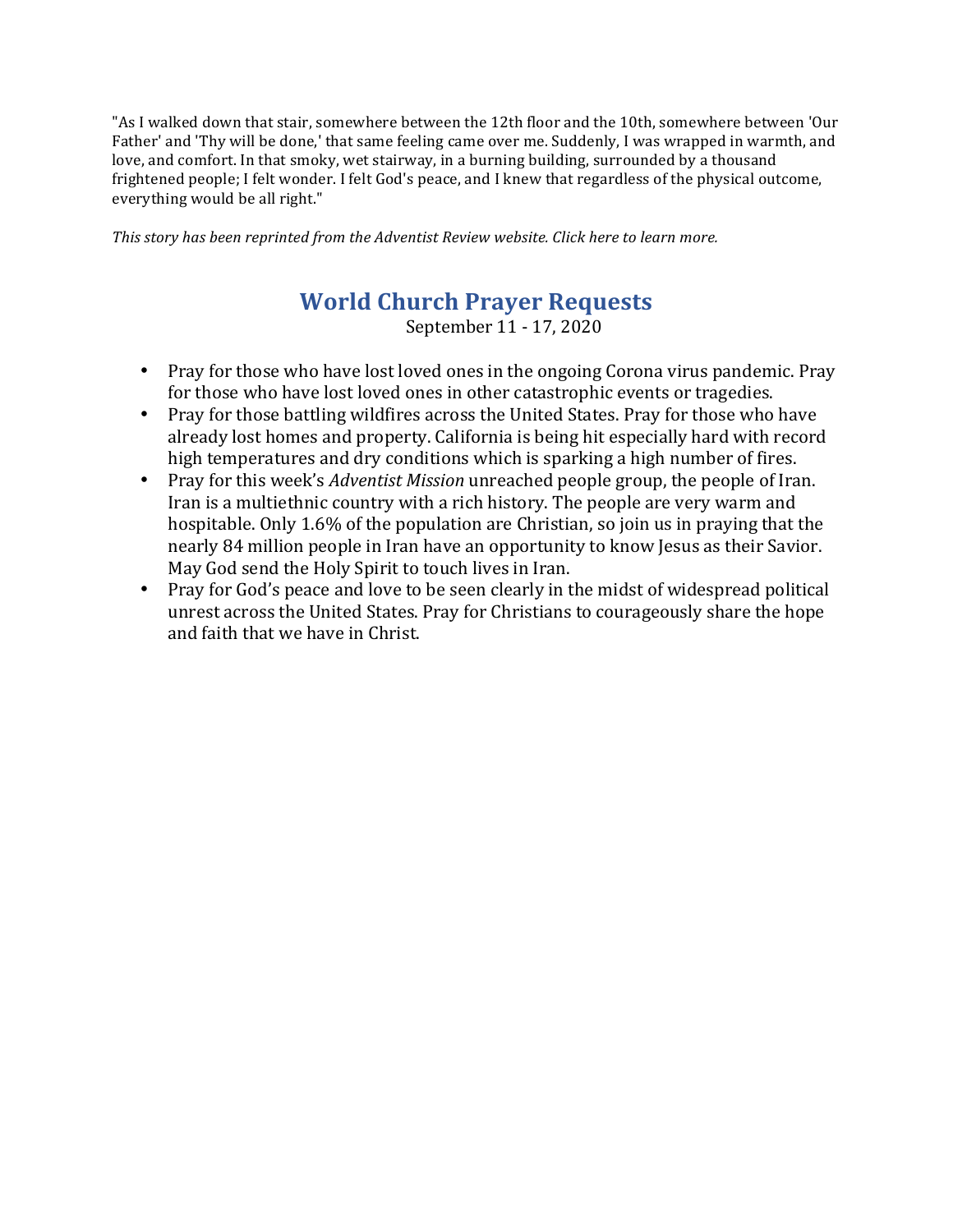"As I walked down that stair, somewhere between the 12th floor and the 10th, somewhere between 'Our Father' and 'Thy will be done,' that same feeling came over me. Suddenly, I was wrapped in warmth, and love, and comfort. In that smoky, wet stairway, in a burning building, surrounded by a thousand frightened people; I felt wonder. I felt God's peace, and I knew that regardless of the physical outcome, everything would be all right."

*This story has been reprinted from the Adventist Review website. Click here to learn more.*

## World Church Prayer Requests

September 11 - 17, 2020

- Pray for those who have lost loved ones in the ongoing Corona virus pandemic. Pray for those who have lost loved ones in other catastrophic events or tragedies.
- Pray for those battling wildfires across the United States. Pray for those who have already lost homes and property. California is being hit especially hard with record high temperatures and dry conditions which is sparking a high number of fires.
- Pray for this week's *Adventist Mission* unreached people group, the people of Iran. Iran is a multiethnic country with a rich history. The people are very warm and hospitable. Only 1.6% of the population are Christian, so join us in praying that the nearly 84 million people in Iran have an opportunity to know Jesus as their Savior. May God send the Holy Spirit to touch lives in Iran.
- Pray for God's peace and love to be seen clearly in the midst of widespread political unrest across the United States. Pray for Christians to courageously share the hope and faith that we have in Christ.